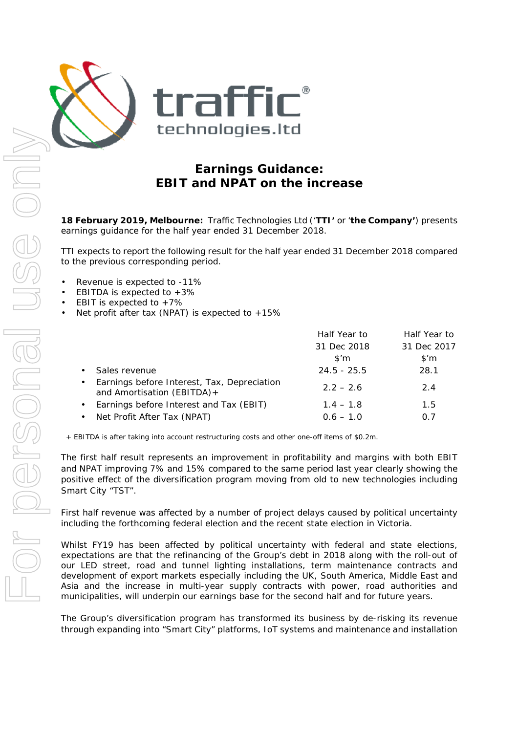# Earnings Guidance: EBIT and NPAT on the increase

**18 February 2019, Melbourne:** Traffic Technologies Ltd ('**TTI'** or '**the Company'**) presents earnings guidance for the half year ended 31 December 2018.

TTI expects to report the following result for the half year ended 31 December 2018 compared to the previous corresponding period.

- Revenue is expected to -11%
- EBITDA is expected to +3%
- EBIT is expected to +7%
- Net profit after tax (NPAT) is expected to +15%

| | Half Year to 31 Dec 2018 $'m | Half Year to 31 Dec 2017 $'m |
|---|---|---|
| • Sales revenue | 24.5 - 25.5 | 28.1 |
| • Earnings before Interest, Tax, Depreciation and Amortisation (EBITDA)+ | 2.2 – 2.6 | 2.4 |
| • Earnings before Interest and Tax (EBIT) | 1.4 – 1.8 | 1.5 |
| • Net Profit After Tax (NPAT) | 0.6 – 1.0 | 0.7 |

+ EBITDA is after taking into account restructuring costs and other one-off items of $0.2m.

The first half result represents an improvement in profitability and margins with both EBIT and NPAT improving 7% and 15% compared to the same period last year clearly showing the positive effect of the diversification program moving from old to new technologies including Smart City "TST".

First half revenue was affected by a number of project delays caused by political uncertainty including the forthcoming federal election and the recent state election in Victoria.

Whilst FY19 has been affected by political uncertainty with federal and state elections, expectations are that the refinancing of the Group's debt in 2018 along with the roll-out of our LED street, road and tunnel lighting installations, term maintenance contracts and development of export markets especially including the UK, South America, Middle East and Asia and the increase in multi-year supply contracts with power, road authorities and municipalities, will underpin our earnings base for the second half and for future years.

The Group's diversification program has transformed its business by de-risking its revenue through expanding into "Smart City" platforms, IoT systems and maintenance and installation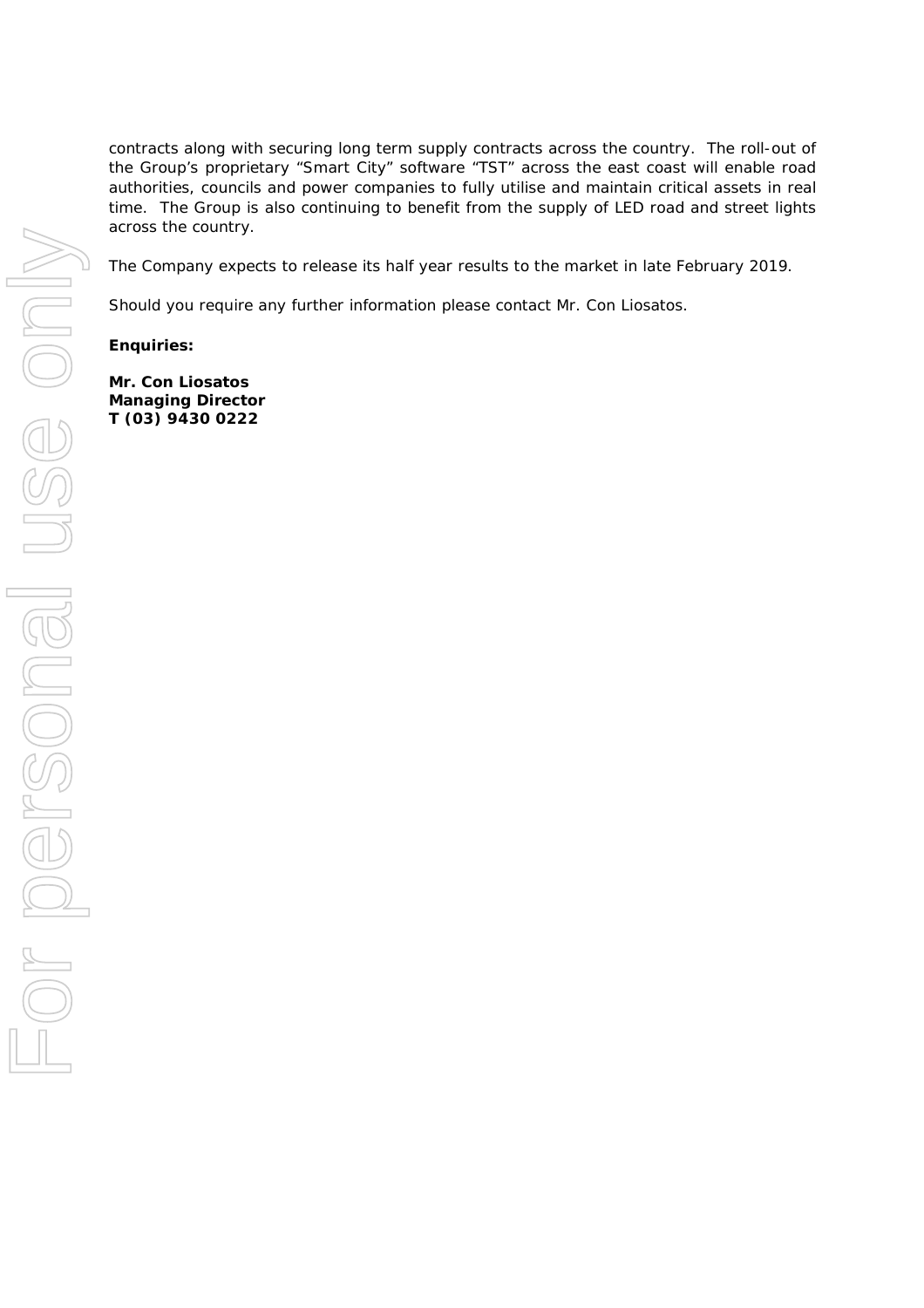contracts along with securing long term supply contracts across the country. The roll-out of the Group's proprietary "Smart City" software "TST" across the east coast will enable road authorities, councils and power companies to fully utilise and maintain critical assets in real time. The Group is also continuing to benefit from the supply of LED road and street lights across the country.

The Company expects to release its half year results to the market in late February 2019.

Should you require any further information please contact Mr. Con Liosatos.

**Enquiries:**

**Mr. Con Liosatos**
**Managing Director**
**T (03) 9430 0222**